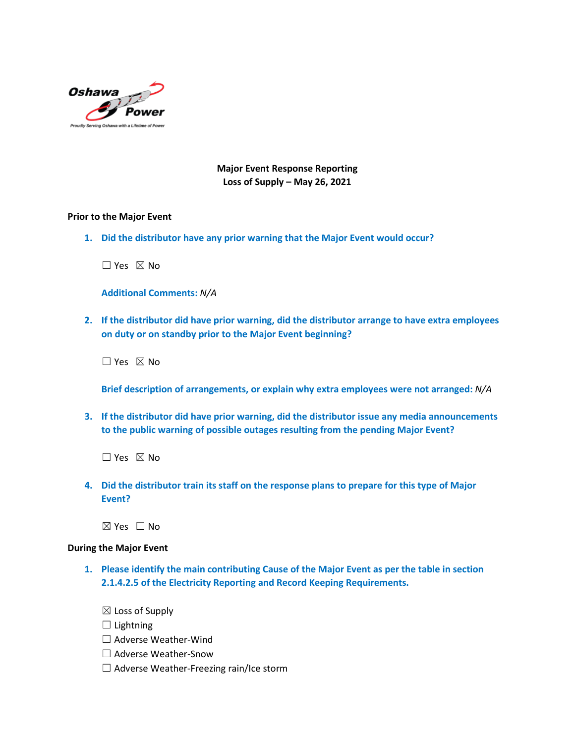**Major Event Response Reporting**
**Loss of Supply – May 26, 2021**

**Prior to the Major Event**

1. **Did the distributor have any prior warning that the Major Event would occur?**

   ☐ Yes ☒ No

   **Additional Comments:** *N/A*

2. **If the distributor did have prior warning, did the distributor arrange to have extra employees on duty or on standby prior to the Major Event beginning?**

   ☐ Yes ☒ No

   **Brief description of arrangements, or explain why extra employees were not arranged:** *N/A*

3. **If the distributor did have prior warning, did the distributor issue any media announcements to the public warning of possible outages resulting from the pending Major Event?**

   ☐ Yes ☒ No

4. **Did the distributor train its staff on the response plans to prepare for this type of Major Event?**

   ☒ Yes ☐ No

**During the Major Event**

1. **Please identify the main contributing Cause of the Major Event as per the table in section 2.1.4.2.5 of the Electricity Reporting and Record Keeping Requirements.**

   ☒ Loss of Supply
   ☐ Lightning
   ☐ Adverse Weather-Wind
   ☐ Adverse Weather-Snow
   ☐ Adverse Weather-Freezing rain/Ice storm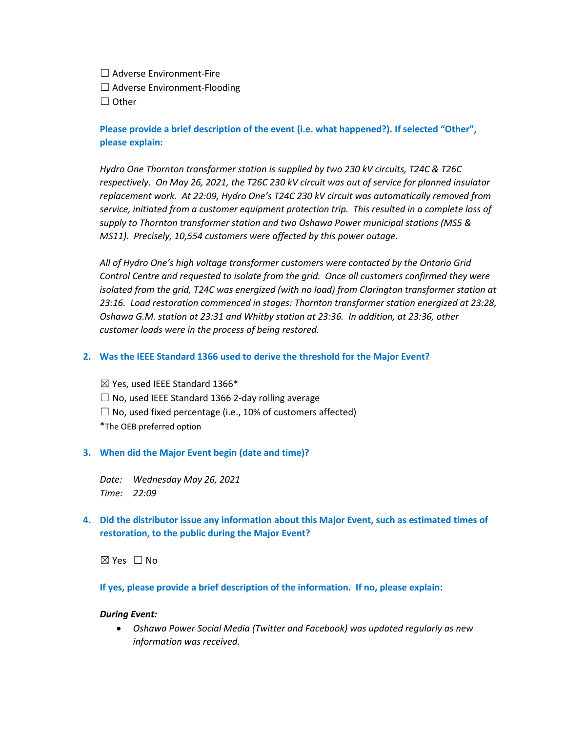☐ Adverse Environment-Fire
☐ Adverse Environment-Flooding
☐ Other

**Please provide a brief description of the event (i.e. what happened?). If selected "Other", please explain:**

*Hydro One Thornton transformer station is supplied by two 230 kV circuits, T24C & T26C respectively. On May 26, 2021, the T26C 230 kV circuit was out of service for planned insulator replacement work. At 22:09, Hydro One's T24C 230 kV circuit was automatically removed from service, initiated from a customer equipment protection trip. This resulted in a complete loss of supply to Thornton transformer station and two Oshawa Power municipal stations (MS5 & MS11). Precisely, 10,554 customers were affected by this power outage.*

*All of Hydro One's high voltage transformer customers were contacted by the Ontario Grid Control Centre and requested to isolate from the grid. Once all customers confirmed they were isolated from the grid, T24C was energized (with no load) from Clarington transformer station at 23:16. Load restoration commenced in stages: Thornton transformer station energized at 23:28, Oshawa G.M. station at 23:31 and Whitby station at 23:36. In addition, at 23:36, other customer loads were in the process of being restored.*

**2. Was the IEEE Standard 1366 used to derive the threshold for the Major Event?**

☒ Yes, used IEEE Standard 1366*
☐ No, used IEEE Standard 1366 2-day rolling average
☐ No, used fixed percentage (i.e., 10% of customers affected)
*The OEB preferred option

**3. When did the Major Event begin (date and time)?**

*Date: Wednesday May 26, 2021*
*Time: 22:09*

**4. Did the distributor issue any information about this Major Event, such as estimated times of restoration, to the public during the Major Event?**

☒ Yes ☐ No

**If yes, please provide a brief description of the information. If no, please explain:**

***During Event:***

- *Oshawa Power Social Media (Twitter and Facebook) was updated regularly as new information was received.*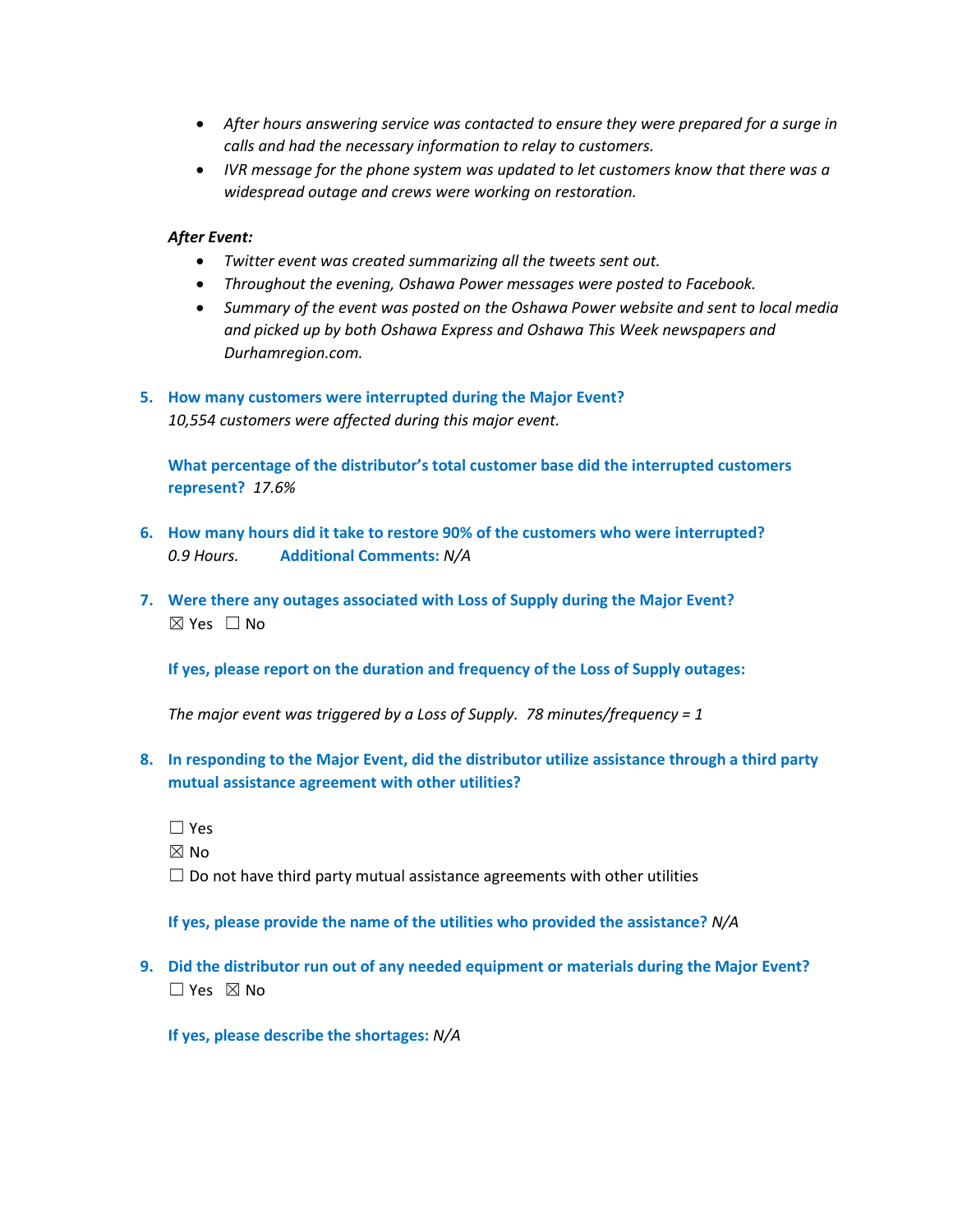- *After hours answering service was contacted to ensure they were prepared for a surge in calls and had the necessary information to relay to customers.*
- *IVR message for the phone system was updated to let customers know that there was a widespread outage and crews were working on restoration.*

***After Event:***

- *Twitter event was created summarizing all the tweets sent out.*
- *Throughout the evening, Oshawa Power messages were posted to Facebook.*
- *Summary of the event was posted on the Oshawa Power website and sent to local media and picked up by both Oshawa Express and Oshawa This Week newspapers and Durhamregion.com.*

5. **How many customers were interrupted during the Major Event?**
   *10,554 customers were affected during this major event.*

   **What percentage of the distributor's total customer base did the interrupted customers represent?** *17.6%*

6. **How many hours did it take to restore 90% of the customers who were interrupted?**
   *0.9 Hours.* **Additional Comments:** *N/A*

7. **Were there any outages associated with Loss of Supply during the Major Event?**
   ☒ Yes ☐ No

   **If yes, please report on the duration and frequency of the Loss of Supply outages:**

   *The major event was triggered by a Loss of Supply. 78 minutes/frequency = 1*

8. **In responding to the Major Event, did the distributor utilize assistance through a third party mutual assistance agreement with other utilities?**

   ☐ Yes
   ☒ No
   ☐ Do not have third party mutual assistance agreements with other utilities

   **If yes, please provide the name of the utilities who provided the assistance?** *N/A*

9. **Did the distributor run out of any needed equipment or materials during the Major Event?**
   ☐ Yes ☒ No

   **If yes, please describe the shortages:** *N/A*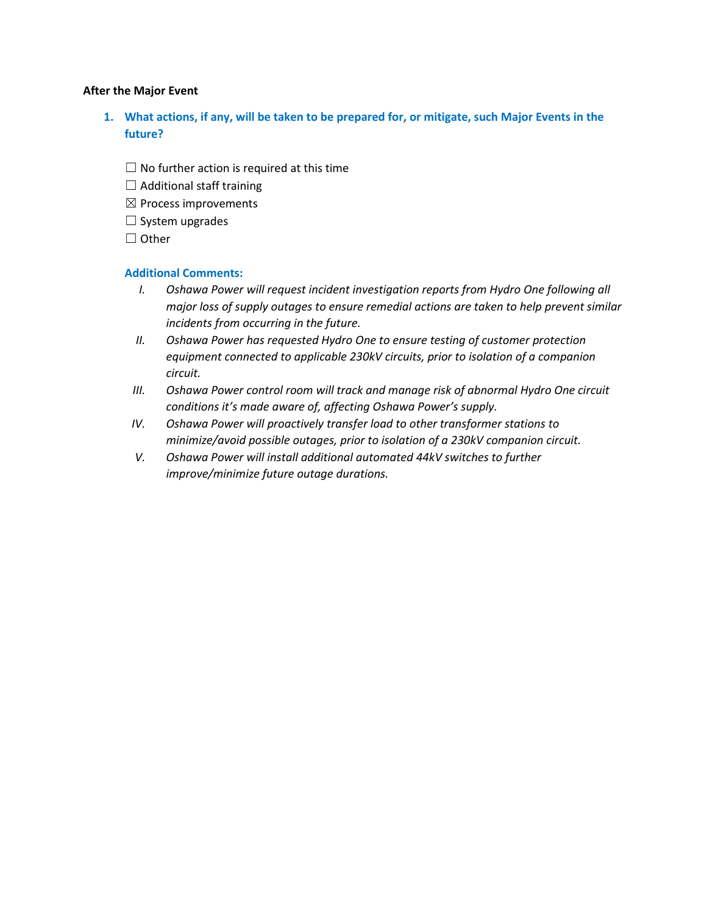**After the Major Event**

1. **What actions, if any, will be taken to be prepared for, or mitigate, such Major Events in the future?**

☐ No further action is required at this time
☐ Additional staff training
☒ Process improvements
☐ System upgrades
☐ Other

**Additional Comments:**

I. *Oshawa Power will request incident investigation reports from Hydro One following all major loss of supply outages to ensure remedial actions are taken to help prevent similar incidents from occurring in the future.*

II. *Oshawa Power has requested Hydro One to ensure testing of customer protection equipment connected to applicable 230kV circuits, prior to isolation of a companion circuit.*

III. *Oshawa Power control room will track and manage risk of abnormal Hydro One circuit conditions it's made aware of, affecting Oshawa Power's supply.*

IV. *Oshawa Power will proactively transfer load to other transformer stations to minimize/avoid possible outages, prior to isolation of a 230kV companion circuit.*

V. *Oshawa Power will install additional automated 44kV switches to further improve/minimize future outage durations.*